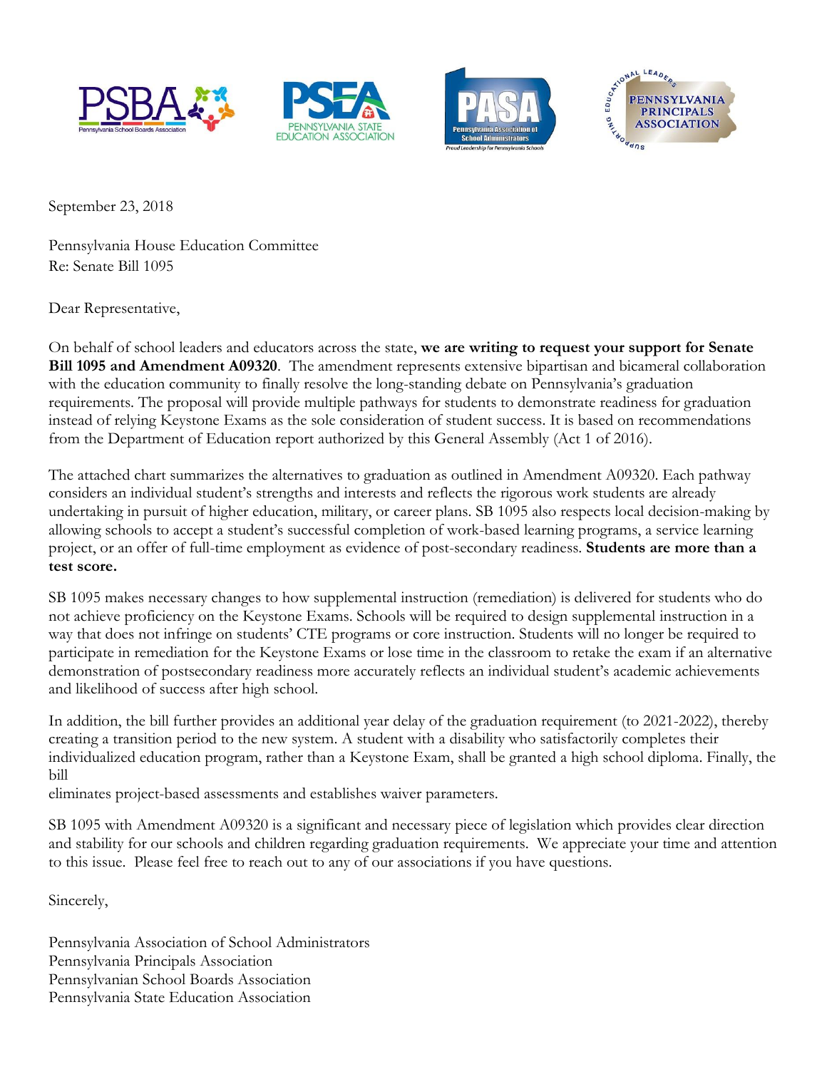September 23, 2018

Pennsylvania House Education Committee
Re: Senate Bill 1095

Dear Representative,

On behalf of school leaders and educators across the state, **we are writing to request your support for Senate Bill 1095 and Amendment A09320**. The amendment represents extensive bipartisan and bicameral collaboration with the education community to finally resolve the long-standing debate on Pennsylvania's graduation requirements. The proposal will provide multiple pathways for students to demonstrate readiness for graduation instead of relying Keystone Exams as the sole consideration of student success. It is based on recommendations from the Department of Education report authorized by this General Assembly (Act 1 of 2016).

The attached chart summarizes the alternatives to graduation as outlined in Amendment A09320. Each pathway considers an individual student's strengths and interests and reflects the rigorous work students are already undertaking in pursuit of higher education, military, or career plans. SB 1095 also respects local decision-making by allowing schools to accept a student's successful completion of work-based learning programs, a service learning project, or an offer of full-time employment as evidence of post-secondary readiness. **Students are more than a test score.**

SB 1095 makes necessary changes to how supplemental instruction (remediation) is delivered for students who do not achieve proficiency on the Keystone Exams. Schools will be required to design supplemental instruction in a way that does not infringe on students' CTE programs or core instruction. Students will no longer be required to participate in remediation for the Keystone Exams or lose time in the classroom to retake the exam if an alternative demonstration of postsecondary readiness more accurately reflects an individual student's academic achievements and likelihood of success after high school.

In addition, the bill further provides an additional year delay of the graduation requirement (to 2021-2022), thereby creating a transition period to the new system. A student with a disability who satisfactorily completes their individualized education program, rather than a Keystone Exam, shall be granted a high school diploma. Finally, the bill
eliminates project-based assessments and establishes waiver parameters.

SB 1095 with Amendment A09320 is a significant and necessary piece of legislation which provides clear direction and stability for our schools and children regarding graduation requirements. We appreciate your time and attention to this issue. Please feel free to reach out to any of our associations if you have questions.

Sincerely,

Pennsylvania Association of School Administrators
Pennsylvania Principals Association
Pennsylvanian School Boards Association
Pennsylvania State Education Association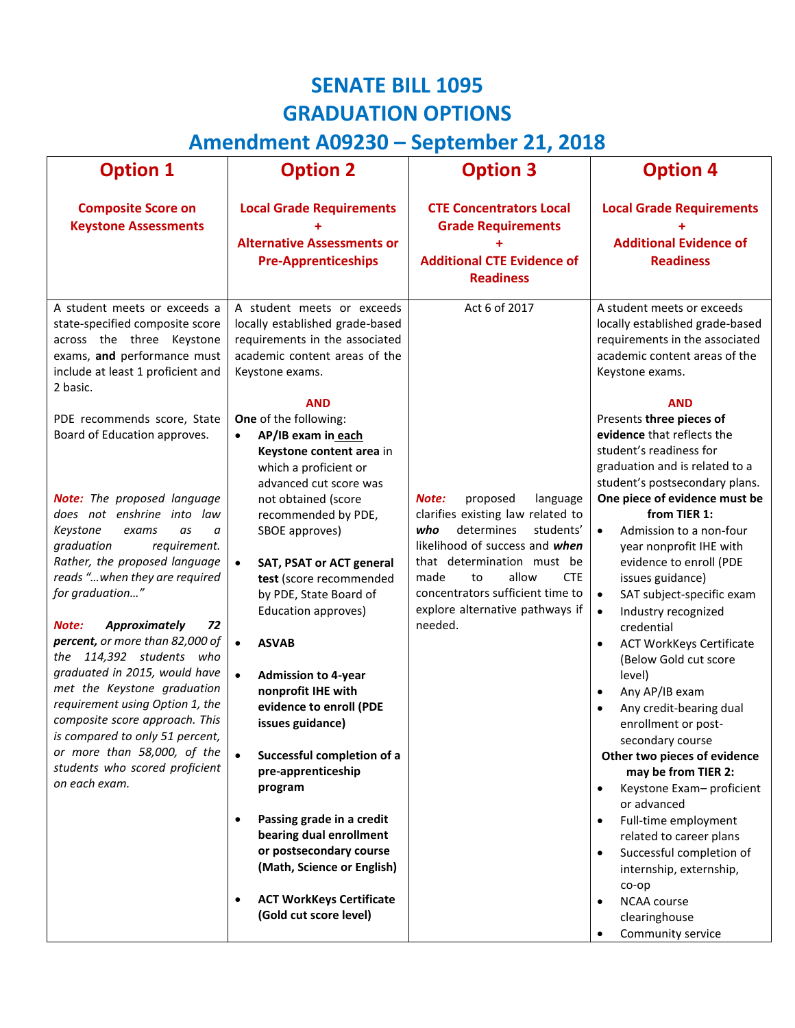# SENATE BILL 1095
# GRADUATION OPTIONS
## Amendment A09230 – September 21, 2018

| **Option 1**<br><br>**Composite Score on Keystone Assessments** | **Option 2**<br><br>**Local Grade Requirements + Alternative Assessments or Pre-Apprenticeships** | **Option 3**<br><br>**CTE Concentrators Local Grade Requirements + Additional CTE Evidence of Readiness** | **Option 4**<br><br>**Local Grade Requirements + Additional Evidence of Readiness** |
|---|---|---|---|
| A student meets or exceeds a state-specified composite score across the three Keystone exams, **and** performance must include at least 1 proficient and 2 basic.<br><br>PDE recommends score, State Board of Education approves.<br><br>***Note:*** *The proposed language does not enshrine into law Keystone exams as a graduation requirement. Rather, the proposed language reads "…when they are required for graduation…"*<br><br>***Note:*** ***Approximately 72 percent,*** *or more than 82,000 of the 114,392 students who graduated in 2015, would have met the Keystone graduation requirement using Option 1, the composite score approach. This is compared to only 51 percent, or more than 58,000, of the students who scored proficient on each exam.* | A student meets or exceeds locally established grade-based requirements in the associated academic content areas of the Keystone exams.<br><br>**AND**<br><br>**One** of the following:<br>• **AP/IB exam in each Keystone content area** in which a proficient or advanced cut score was not obtained (score recommended by PDE, SBOE approves)<br>• **SAT, PSAT or ACT general test** (score recommended by PDE, State Board of Education approves)<br>• **ASVAB**<br>• **Admission to 4-year nonprofit IHE with evidence to enroll (PDE issues guidance)**<br>• **Successful completion of a pre-apprenticeship program**<br>• **Passing grade in a credit bearing dual enrollment or postsecondary course (Math, Science or English)**<br>• **ACT WorkKeys Certificate (Gold cut score level)** | Act 6 of 2017<br><br>***Note:*** proposed language clarifies existing law related to ***who*** determines students' likelihood of success and ***when*** that determination must be made to allow CTE concentrators sufficient time to explore alternative pathways if needed. | A student meets or exceeds locally established grade-based requirements in the associated academic content areas of the Keystone exams.<br><br>**AND**<br><br>Presents **three pieces of evidence** that reflects the student's readiness for graduation and is related to a student's postsecondary plans.<br>**One piece of evidence must be from TIER 1:**<br>• Admission to a non-four year nonprofit IHE with evidence to enroll (PDE issues guidance)<br>• SAT subject-specific exam<br>• Industry recognized credential<br>• ACT WorkKeys Certificate (Below Gold cut score level)<br>• Any AP/IB exam<br>• Any credit-bearing dual enrollment or post-secondary course<br>**Other two pieces of evidence may be from TIER 2:**<br>• Keystone Exam– proficient or advanced<br>• Full-time employment related to career plans<br>• Successful completion of internship, externship, co-op<br>• NCAA course clearinghouse<br>• Community service |